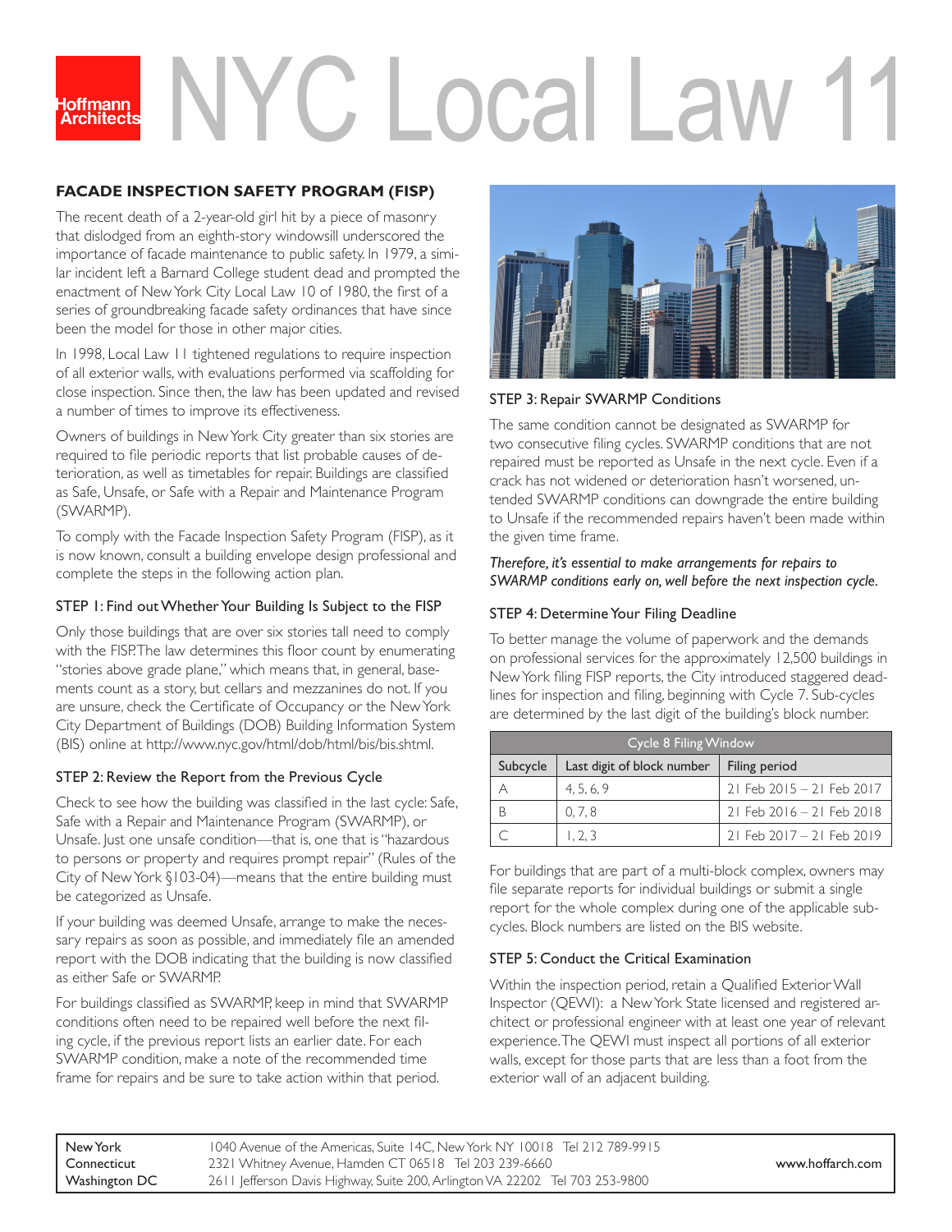# NYC Local Law 11

## FACADE INSPECTION SAFETY PROGRAM (FISP)

The recent death of a 2-year-old girl hit by a piece of masonry that dislodged from an eighth-story windowsill underscored the importance of facade maintenance to public safety. In 1979, a similar incident left a Barnard College student dead and prompted the enactment of New York City Local Law 10 of 1980, the first of a series of groundbreaking facade safety ordinances that have since been the model for those in other major cities.

In 1998, Local Law 11 tightened regulations to require inspection of all exterior walls, with evaluations performed via scaffolding for close inspection. Since then, the law has been updated and revised a number of times to improve its effectiveness.

Owners of buildings in New York City greater than six stories are required to file periodic reports that list probable causes of deterioration, as well as timetables for repair. Buildings are classified as Safe, Unsafe, or Safe with a Repair and Maintenance Program (SWARMP).

To comply with the Facade Inspection Safety Program (FISP), as it is now known, consult a building envelope design professional and complete the steps in the following action plan.

### STEP 1: Find out Whether Your Building Is Subject to the FISP

Only those buildings that are over six stories tall need to comply with the FISP. The law determines this floor count by enumerating "stories above grade plane," which means that, in general, basements count as a story, but cellars and mezzanines do not. If you are unsure, check the Certificate of Occupancy or the New York City Department of Buildings (DOB) Building Information System (BIS) online at http://www.nyc.gov/html/dob/html/bis/bis.shtml.

### STEP 2: Review the Report from the Previous Cycle

Check to see how the building was classified in the last cycle: Safe, Safe with a Repair and Maintenance Program (SWARMP), or Unsafe. Just one unsafe condition—that is, one that is "hazardous to persons or property and requires prompt repair" (Rules of the City of New York §103-04)—means that the entire building must be categorized as Unsafe.

If your building was deemed Unsafe, arrange to make the necessary repairs as soon as possible, and immediately file an amended report with the DOB indicating that the building is now classified as either Safe or SWARMP.

For buildings classified as SWARMP, keep in mind that SWARMP conditions often need to be repaired well before the next filing cycle, if the previous report lists an earlier date. For each SWARMP condition, make a note of the recommended time frame for repairs and be sure to take action within that period.

### STEP 3: Repair SWARMP Conditions

The same condition cannot be designated as SWARMP for two consecutive filing cycles. SWARMP conditions that are not repaired must be reported as Unsafe in the next cycle. Even if a crack has not widened or deterioration hasn't worsened, untended SWARMP conditions can downgrade the entire building to Unsafe if the recommended repairs haven't been made within the given time frame.

*Therefore, it's essential to make arrangements for repairs to SWARMP conditions early on, well before the next inspection cycle.*

### STEP 4: Determine Your Filing Deadline

To better manage the volume of paperwork and the demands on professional services for the approximately 12,500 buildings in New York filing FISP reports, the City introduced staggered deadlines for inspection and filing, beginning with Cycle 7. Sub-cycles are determined by the last digit of the building's block number.

| Cycle 8 Filing Window | | |
|---|---|---|
| Subcycle | Last digit of block number | Filing period |
| A | 4, 5, 6, 9 | 21 Feb 2015 – 21 Feb 2017 |
| B | 0, 7, 8 | 21 Feb 2016 – 21 Feb 2018 |
| C | 1, 2, 3 | 21 Feb 2017 – 21 Feb 2019 |

For buildings that are part of a multi-block complex, owners may file separate reports for individual buildings or submit a single report for the whole complex during one of the applicable subcycles. Block numbers are listed on the BIS website.

### STEP 5: Conduct the Critical Examination

Within the inspection period, retain a Qualified Exterior Wall Inspector (QEWI): a New York State licensed and registered architect or professional engineer with at least one year of relevant experience. The QEWI must inspect all portions of all exterior walls, except for those parts that are less than a foot from the exterior wall of an adjacent building.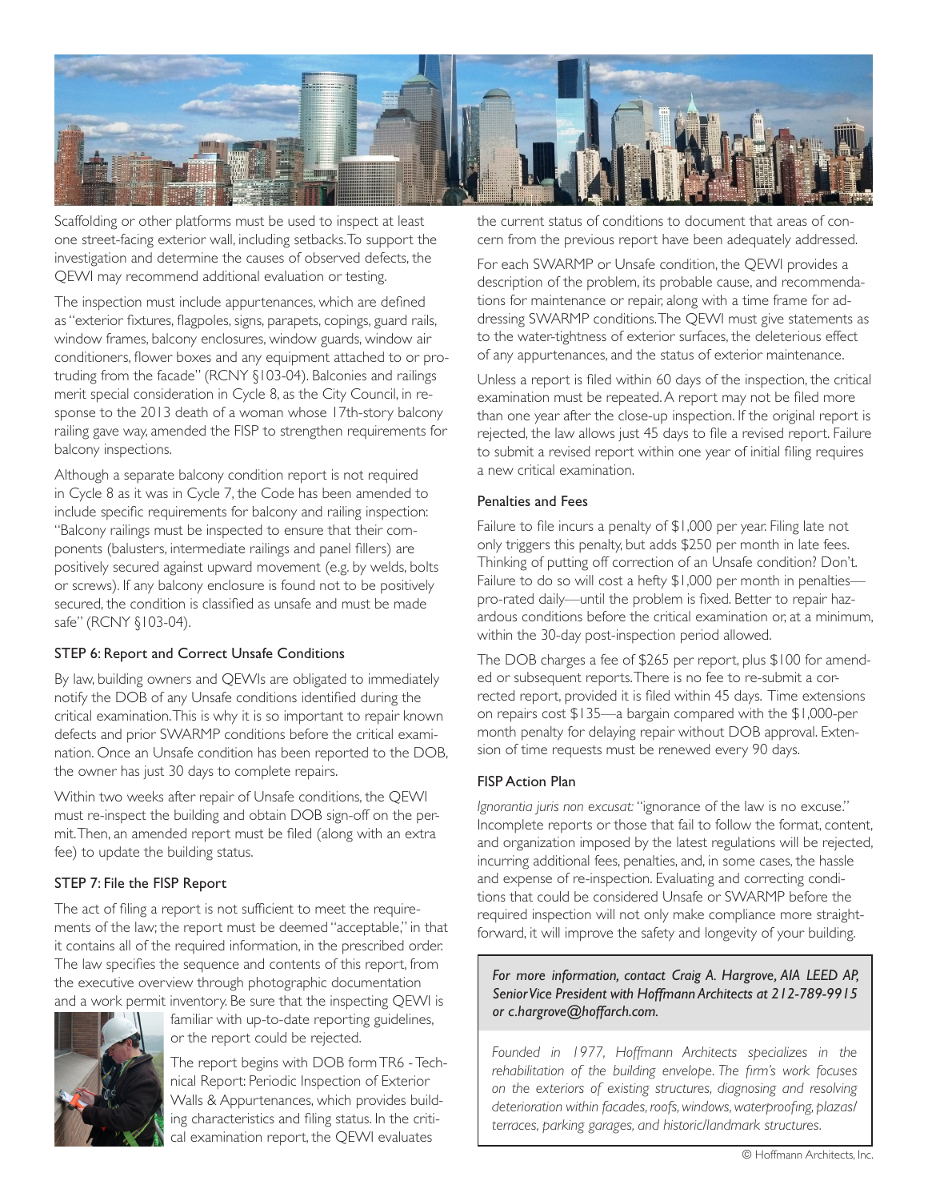Scaffolding or other platforms must be used to inspect at least one street-facing exterior wall, including setbacks. To support the investigation and determine the causes of observed defects, the QEWI may recommend additional evaluation or testing.

The inspection must include appurtenances, which are defined as "exterior fixtures, flagpoles, signs, parapets, copings, guard rails, window frames, balcony enclosures, window guards, window air conditioners, flower boxes and any equipment attached to or protruding from the facade" (RCNY §103-04). Balconies and railings merit special consideration in Cycle 8, as the City Council, in response to the 2013 death of a woman whose 17th-story balcony railing gave way, amended the FISP to strengthen requirements for balcony inspections.

Although a separate balcony condition report is not required in Cycle 8 as it was in Cycle 7, the Code has been amended to include specific requirements for balcony and railing inspection: "Balcony railings must be inspected to ensure that their components (balusters, intermediate railings and panel fillers) are positively secured against upward movement (e.g. by welds, bolts or screws). If any balcony enclosure is found not to be positively secured, the condition is classified as unsafe and must be made safe" (RCNY §103-04).

### STEP 6: Report and Correct Unsafe Conditions

By law, building owners and QEWIs are obligated to immediately notify the DOB of any Unsafe conditions identified during the critical examination. This is why it is so important to repair known defects and prior SWARMP conditions before the critical examination. Once an Unsafe condition has been reported to the DOB, the owner has just 30 days to complete repairs.

Within two weeks after repair of Unsafe conditions, the QEWI must re-inspect the building and obtain DOB sign-off on the permit. Then, an amended report must be filed (along with an extra fee) to update the building status.

### STEP 7: File the FISP Report

The act of filing a report is not sufficient to meet the requirements of the law; the report must be deemed "acceptable," in that it contains all of the required information, in the prescribed order. The law specifies the sequence and contents of this report, from the executive overview through photographic documentation and a work permit inventory. Be sure that the inspecting QEWI is familiar with up-to-date reporting guidelines, or the report could be rejected.

The report begins with DOB form TR6 - Technical Report: Periodic Inspection of Exterior Walls & Appurtenances, which provides building characteristics and filing status. In the critical examination report, the QEWI evaluates the current status of conditions to document that areas of concern from the previous report have been adequately addressed.

For each SWARMP or Unsafe condition, the QEWI provides a description of the problem, its probable cause, and recommendations for maintenance or repair, along with a time frame for addressing SWARMP conditions. The QEWI must give statements as to the water-tightness of exterior surfaces, the deleterious effect of any appurtenances, and the status of exterior maintenance.

Unless a report is filed within 60 days of the inspection, the critical examination must be repeated. A report may not be filed more than one year after the close-up inspection. If the original report is rejected, the law allows just 45 days to file a revised report. Failure to submit a revised report within one year of initial filing requires a new critical examination.

### Penalties and Fees

Failure to file incurs a penalty of $1,000 per year. Filing late not only triggers this penalty, but adds $250 per month in late fees. Thinking of putting off correction of an Unsafe condition? Don't. Failure to do so will cost a hefty $1,000 per month in penalties—pro-rated daily—until the problem is fixed. Better to repair hazardous conditions before the critical examination or, at a minimum, within the 30-day post-inspection period allowed.

The DOB charges a fee of $265 per report, plus $100 for amended or subsequent reports. There is no fee to re-submit a corrected report, provided it is filed within 45 days. Time extensions on repairs cost $135—a bargain compared with the $1,000-per month penalty for delaying repair without DOB approval. Extension of time requests must be renewed every 90 days.

### FISP Action Plan

*Ignorantia juris non excusat:* "ignorance of the law is no excuse." Incomplete reports or those that fail to follow the format, content, and organization imposed by the latest regulations will be rejected, incurring additional fees, penalties, and, in some cases, the hassle and expense of re-inspection. Evaluating and correcting conditions that could be considered Unsafe or SWARMP before the required inspection will not only make compliance more straightforward, it will improve the safety and longevity of your building.

*For more information, contact Craig A. Hargrove, AIA LEED AP, Senior Vice President with Hoffmann Architects at 212-789-9915 or c.hargrove@hoffarch.com.*

*Founded in 1977, Hoffmann Architects specializes in the rehabilitation of the building envelope. The firm's work focuses on the exteriors of existing structures, diagnosing and resolving deterioration within facades, roofs, windows, waterproofing, plazas/terraces, parking garages, and historic/landmark structures.*

© Hoffmann Architects, Inc.